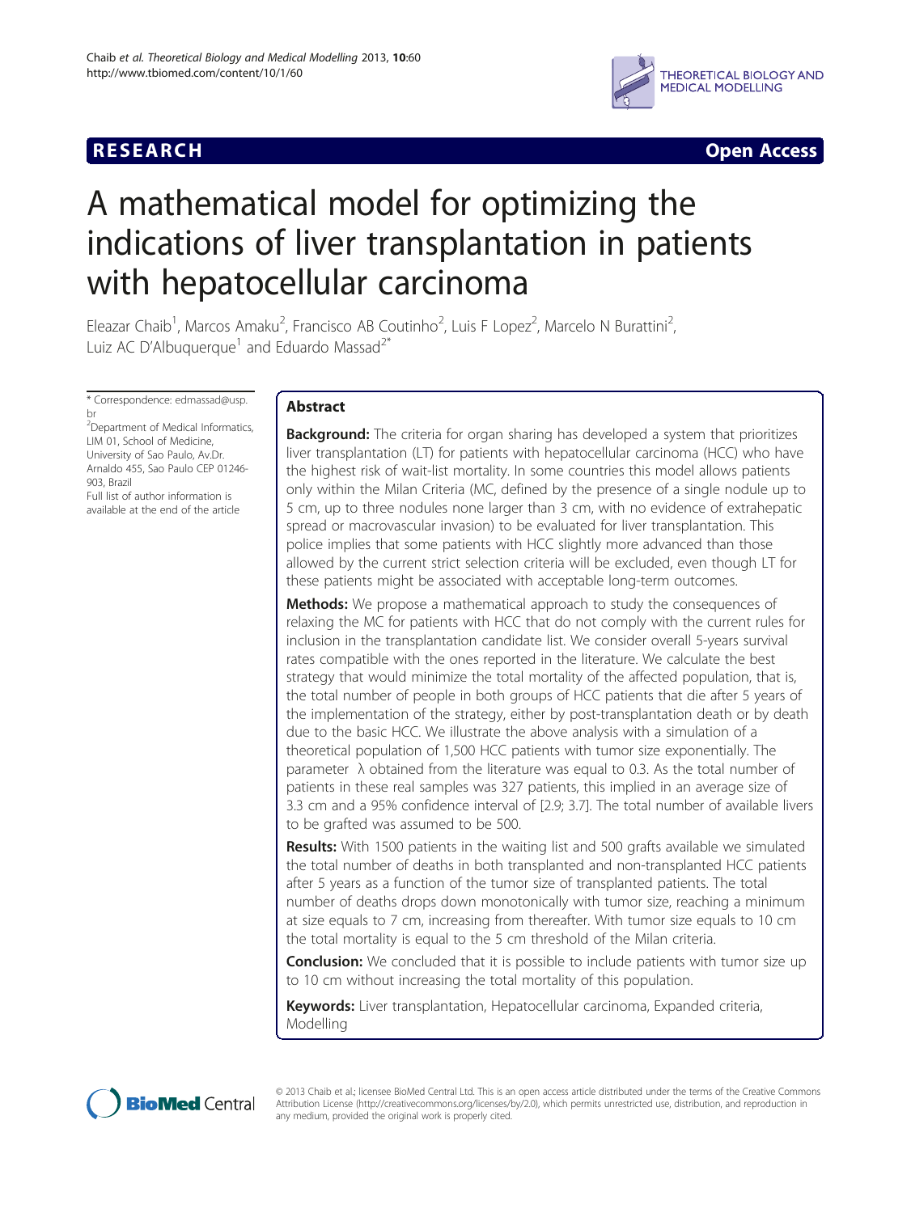**RESEARCH** **Open Access**

# A mathematical model for optimizing the indications of liver transplantation in patients with hepatocellular carcinoma

Eleazar Chaib[1], Marcos Amaku[2], Francisco AB Coutinho[2], Luis F Lopez[2], Marcelo N Burattini[2], Luiz AC D'Albuquerque[1] and Eduardo Massad[2*]

\* Correspondence: edmassad@usp.br

[2]Department of Medical Informatics, LIM 01, School of Medicine, University of Sao Paulo, Av.Dr. Arnaldo 455, Sao Paulo CEP 01246-903, Brazil

Full list of author information is available at the end of the article

## Abstract

**Background:** The criteria for organ sharing has developed a system that prioritizes liver transplantation (LT) for patients with hepatocellular carcinoma (HCC) who have the highest risk of wait-list mortality. In some countries this model allows patients only within the Milan Criteria (MC, defined by the presence of a single nodule up to 5 cm, up to three nodules none larger than 3 cm, with no evidence of extrahepatic spread or macrovascular invasion) to be evaluated for liver transplantation. This police implies that some patients with HCC slightly more advanced than those allowed by the current strict selection criteria will be excluded, even though LT for these patients might be associated with acceptable long-term outcomes.

**Methods:** We propose a mathematical approach to study the consequences of relaxing the MC for patients with HCC that do not comply with the current rules for inclusion in the transplantation candidate list. We consider overall 5-years survival rates compatible with the ones reported in the literature. We calculate the best strategy that would minimize the total mortality of the affected population, that is, the total number of people in both groups of HCC patients that die after 5 years of the implementation of the strategy, either by post-transplantation death or by death due to the basic HCC. We illustrate the above analysis with a simulation of a theoretical population of 1,500 HCC patients with tumor size exponentially. The parameter $\lambda$ obtained from the literature was equal to 0.3. As the total number of patients in these real samples was 327 patients, this implied in an average size of 3.3 cm and a 95% confidence interval of [2.9; 3.7]. The total number of available livers to be grafted was assumed to be 500.

**Results:** With 1500 patients in the waiting list and 500 grafts available we simulated the total number of deaths in both transplanted and non-transplanted HCC patients after 5 years as a function of the tumor size of transplanted patients. The total number of deaths drops down monotonically with tumor size, reaching a minimum at size equals to 7 cm, increasing from thereafter. With tumor size equals to 10 cm the total mortality is equal to the 5 cm threshold of the Milan criteria.

**Conclusion:** We concluded that it is possible to include patients with tumor size up to 10 cm without increasing the total mortality of this population.

**Keywords:** Liver transplantation, Hepatocellular carcinoma, Expanded criteria, Modelling

© 2013 Chaib et al.; licensee BioMed Central Ltd. This is an open access article distributed under the terms of the Creative Commons Attribution License (http://creativecommons.org/licenses/by/2.0), which permits unrestricted use, distribution, and reproduction in any medium, provided the original work is properly cited.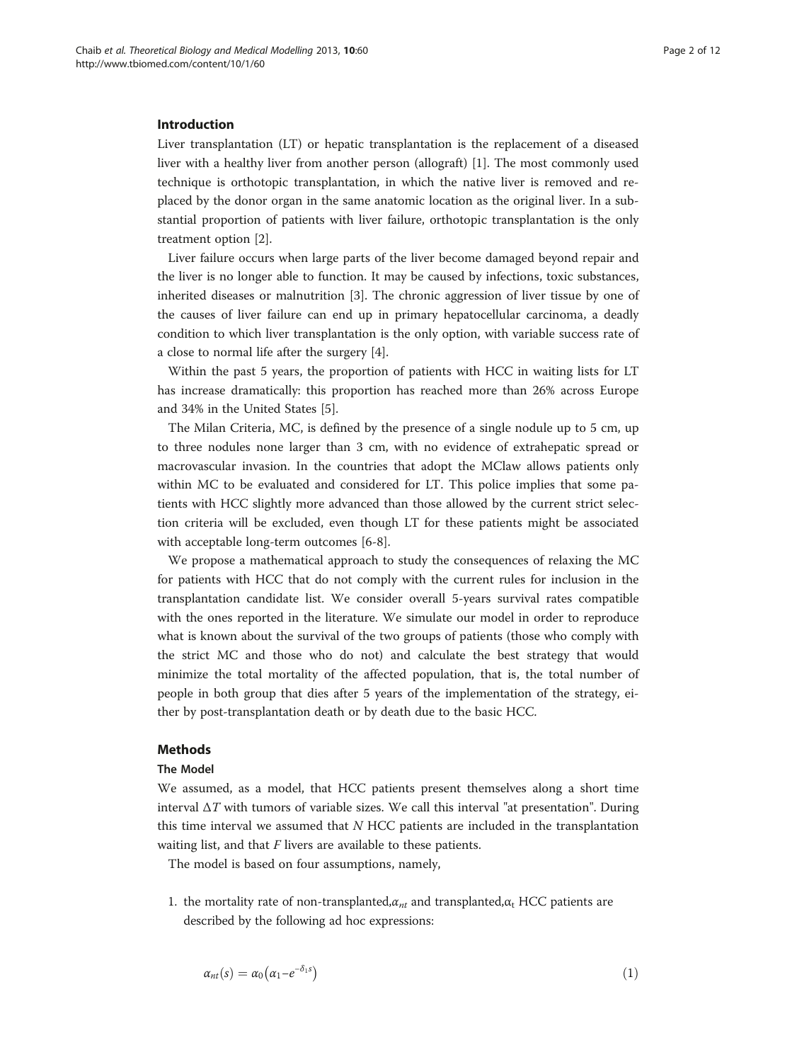## Introduction

Liver transplantation (LT) or hepatic transplantation is the replacement of a diseased liver with a healthy liver from another person (allograft) [1]. The most commonly used technique is orthotopic transplantation, in which the native liver is removed and replaced by the donor organ in the same anatomic location as the original liver. In a substantial proportion of patients with liver failure, orthotopic transplantation is the only treatment option [2].

Liver failure occurs when large parts of the liver become damaged beyond repair and the liver is no longer able to function. It may be caused by infections, toxic substances, inherited diseases or malnutrition [3]. The chronic aggression of liver tissue by one of the causes of liver failure can end up in primary hepatocellular carcinoma, a deadly condition to which liver transplantation is the only option, with variable success rate of a close to normal life after the surgery [4].

Within the past 5 years, the proportion of patients with HCC in waiting lists for LT has increase dramatically: this proportion has reached more than 26% across Europe and 34% in the United States [5].

The Milan Criteria, MC, is defined by the presence of a single nodule up to 5 cm, up to three nodules none larger than 3 cm, with no evidence of extrahepatic spread or macrovascular invasion. In the countries that adopt the MClaw allows patients only within MC to be evaluated and considered for LT. This police implies that some patients with HCC slightly more advanced than those allowed by the current strict selection criteria will be excluded, even though LT for these patients might be associated with acceptable long-term outcomes [6-8].

We propose a mathematical approach to study the consequences of relaxing the MC for patients with HCC that do not comply with the current rules for inclusion in the transplantation candidate list. We consider overall 5-years survival rates compatible with the ones reported in the literature. We simulate our model in order to reproduce what is known about the survival of the two groups of patients (those who comply with the strict MC and those who do not) and calculate the best strategy that would minimize the total mortality of the affected population, that is, the total number of people in both group that dies after 5 years of the implementation of the strategy, either by post-transplantation death or by death due to the basic HCC.

## Methods

### The Model

We assumed, as a model, that HCC patients present themselves along a short time interval $\Delta T$ with tumors of variable sizes. We call this interval "at presentation". During this time interval we assumed that $N$ HCC patients are included in the transplantation waiting list, and that $F$ livers are available to these patients.

The model is based on four assumptions, namely,

1. the mortality rate of non-transplanted, $\alpha_{nt}$ and transplanted, $\alpha_t$ HCC patients are described by the following ad hoc expressions:

$$\alpha_{nt}(s) = \alpha_0\left(\alpha_1 - e^{-\delta_1 s}\right) \tag{1}$$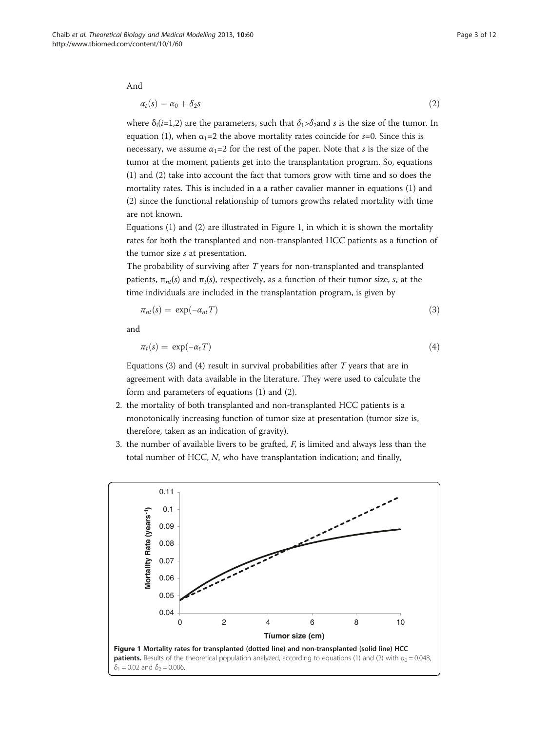And

$$\alpha_t(s) = \alpha_0 + \delta_2 s \tag{2}$$

where $\delta_i(i=1,2)$ are the parameters, such that $\delta_1 > \delta_2$and $s$ is the size of the tumor. In equation (1), when $\alpha_1=2$ the above mortality rates coincide for $s=0$. Since this is necessary, we assume $\alpha_1=2$ for the rest of the paper. Note that $s$ is the size of the tumor at the moment patients get into the transplantation program. So, equations (1) and (2) take into account the fact that tumors grow with time and so does the mortality rates. This is included in a a rather cavalier manner in equations (1) and (2) since the functional relationship of tumors growths related mortality with time are not known.

Equations (1) and (2) are illustrated in Figure 1, in which it is shown the mortality rates for both the transplanted and non-transplanted HCC patients as a function of the tumor size $s$ at presentation.

The probability of surviving after $T$ years for non-transplanted and transplanted patients, $\pi_{nt}(s)$ and $\pi_t(s)$, respectively, as a function of their tumor size, $s$, at the time individuals are included in the transplantation program, is given by

$$\pi_{nt}(s) = \exp(-\alpha_{nt} T) \tag{3}$$

and

$$\pi_t(s) = \exp(-\alpha_t T) \tag{4}$$

Equations (3) and (4) result in survival probabilities after $T$ years that are in agreement with data available in the literature. They were used to calculate the form and parameters of equations (1) and (2).

2. the mortality of both transplanted and non-transplanted HCC patients is a monotonically increasing function of tumor size at presentation (tumor size is, therefore, taken as an indication of gravity).
3. the number of available livers to be grafted, $F$, is limited and always less than the total number of HCC, $N$, who have transplantation indication; and finally,

**Figure 1 Mortality rates for transplanted (dotted line) and non-transplanted (solid line) HCC patients.** Results of the theoretical population analyzed, according to equations (1) and (2) with $\alpha_0 = 0.048$, $\delta_1 = 0.02$ and $\delta_2 = 0.006$.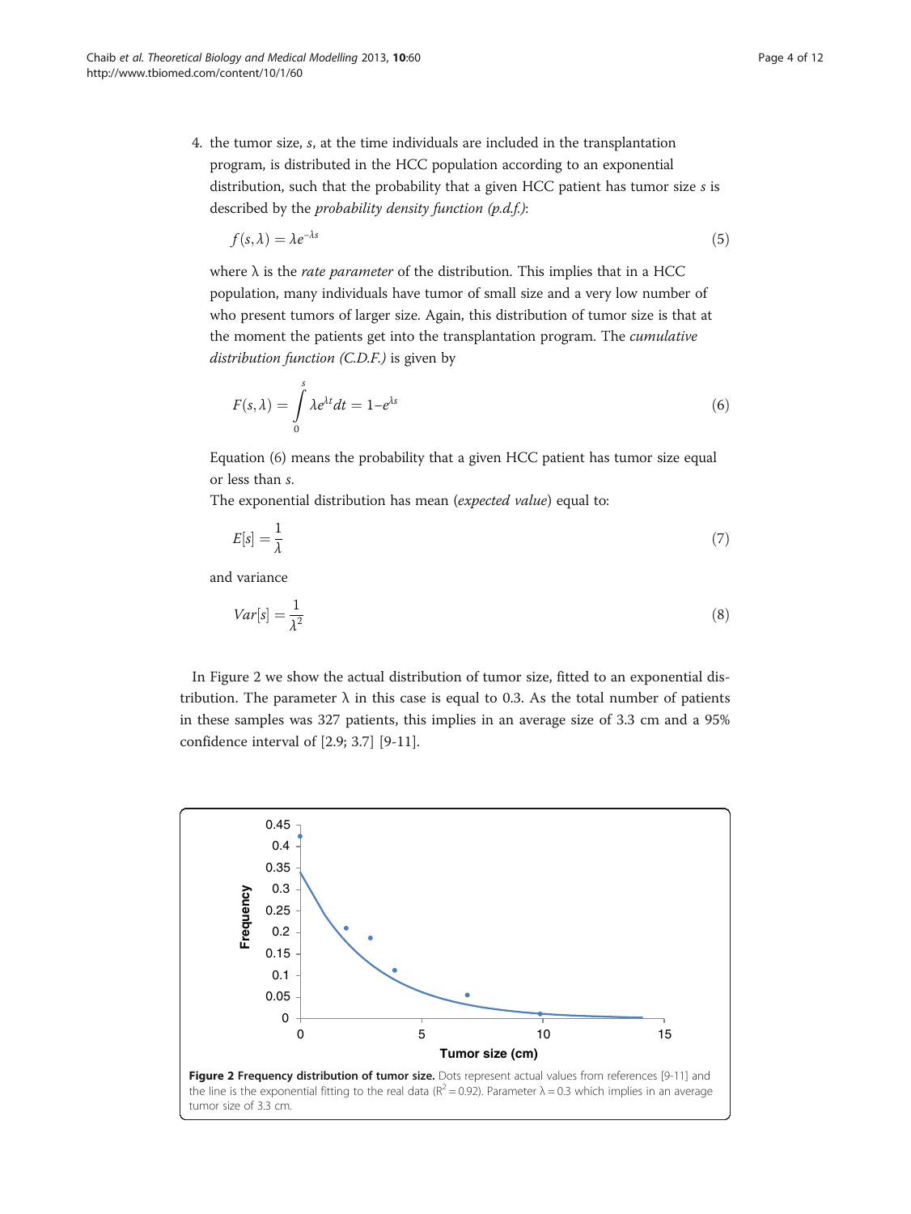4. the tumor size, $s$, at the time individuals are included in the transplantation program, is distributed in the HCC population according to an exponential distribution, such that the probability that a given HCC patient has tumor size $s$ is described by the *probability density function (p.d.f.)*:

$$f(s, \lambda) = \lambda e^{-\lambda s} \tag{5}$$

where λ is the *rate parameter* of the distribution. This implies that in a HCC population, many individuals have tumor of small size and a very low number of who present tumors of larger size. Again, this distribution of tumor size is that at the moment the patients get into the transplantation program. The *cumulative distribution function (C.D.F.)* is given by

$$F(s, \lambda) = \int_0^s \lambda e^{\lambda t} dt = 1 - e^{\lambda s} \tag{6}$$

Equation (6) means the probability that a given HCC patient has tumor size equal or less than $s$.

The exponential distribution has mean (*expected value*) equal to:

$$E[s] = \frac{1}{\lambda} \tag{7}$$

and variance

$$Var[s] = \frac{1}{\lambda^2} \tag{8}$$

In Figure 2 we show the actual distribution of tumor size, fitted to an exponential distribution. The parameter λ in this case is equal to 0.3. As the total number of patients in these samples was 327 patients, this implies in an average size of 3.3 cm and a 95% confidence interval of [2.9; 3.7] [9-11].

**Figure 2 Frequency distribution of tumor size.** Dots represent actual values from references [9-11] and the line is the exponential fitting to the real data ($R^2 = 0.92$). Parameter λ = 0.3 which implies in an average tumor size of 3.3 cm.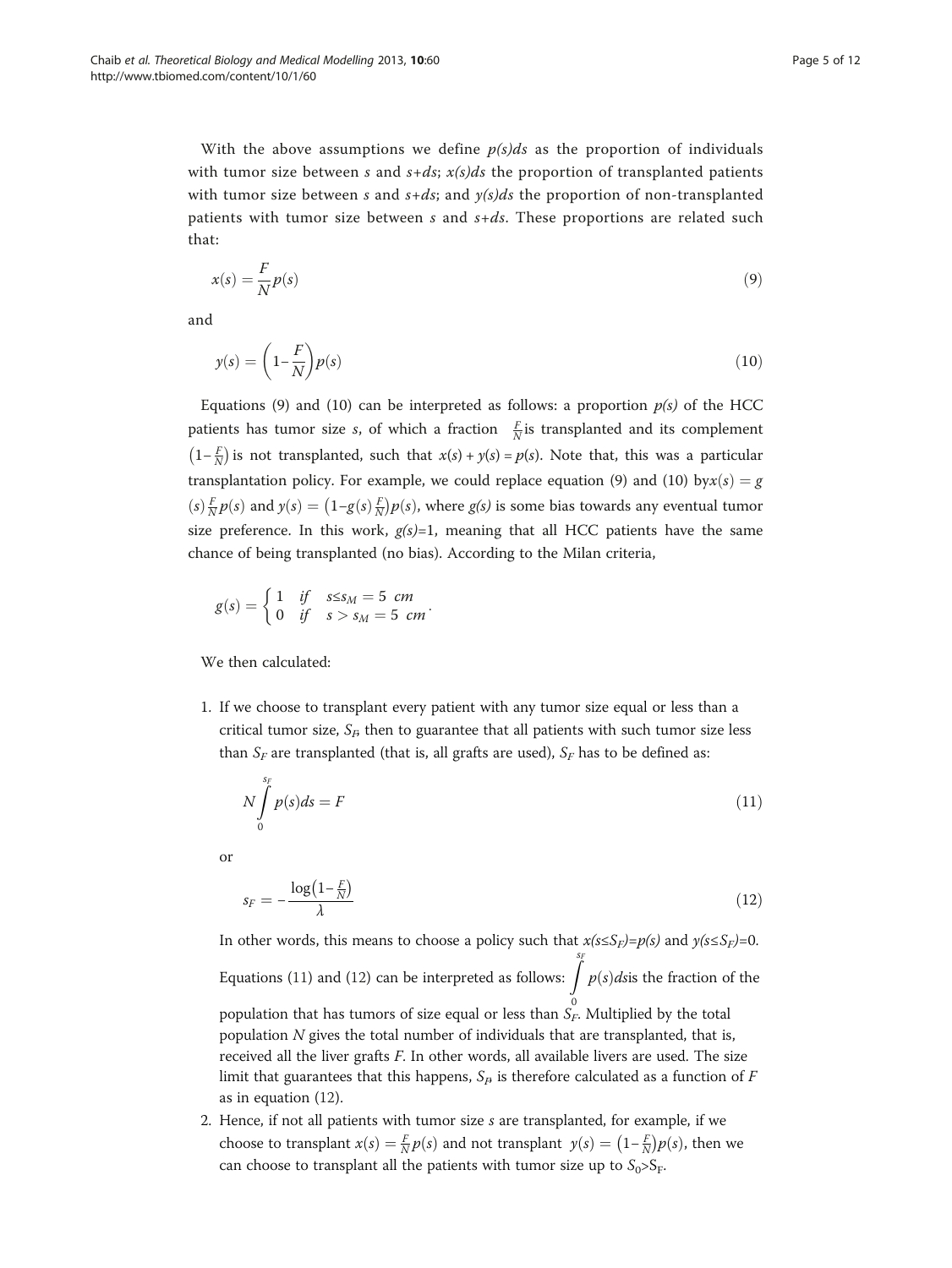With the above assumptions we define $p(s)ds$ as the proportion of individuals with tumor size between $s$ and $s+ds$; $x(s)ds$ the proportion of transplanted patients with tumor size between $s$ and $s+ds$; and $y(s)ds$ the proportion of non-transplanted patients with tumor size between $s$ and $s+ds$. These proportions are related such that:

$$x(s) = \frac{F}{N}p(s) \tag{9}$$

and

$$y(s) = \left(1 - \frac{F}{N}\right)p(s) \tag{10}$$

Equations (9) and (10) can be interpreted as follows: a proportion $p(s)$ of the HCC patients has tumor size $s$, of which a fraction $\frac{F}{N}$ is transplanted and its complement $\left(1-\frac{F}{N}\right)$ is not transplanted, such that $x(s) + y(s) = p(s)$. Note that, this was a particular transplantation policy. For example, we could replace equation (9) and (10) by $x(s) = g(s)\frac{F}{N}p(s)$ and $y(s) = \left(1-g(s)\frac{F}{N}\right)p(s)$, where $g(s)$ is some bias towards any eventual tumor size preference. In this work, $g(s)$=1, meaning that all HCC patients have the same chance of being transplanted (no bias). According to the Milan criteria,

$$g(s) = \begin{cases} 1 & \text{if} \quad s \leq s_M = 5 \ \text{cm} \\ 0 & \text{if} \quad s > s_M = 5 \ \text{cm} \end{cases}.$$

We then calculated:

1. If we choose to transplant every patient with any tumor size equal or less than a critical tumor size, $S_F$, then to guarantee that all patients with such tumor size less than $S_F$ are transplanted (that is, all grafts are used), $S_F$ has to be defined as:

   $$N\int_0^{s_F} p(s)ds = F \tag{11}$$

   or

   $$s_F = -\frac{\log\left(1-\frac{F}{N}\right)}{\lambda} \tag{12}$$

   In other words, this means to choose a policy such that $x(s \leq S_F)=p(s)$ and $y(s \leq S_F)=0$. Equations (11) and (12) can be interpreted as follows: $\int_0^{s_F} p(s)ds$ is the fraction of the population that has tumors of size equal or less than $S_F$. Multiplied by the total population $N$ gives the total number of individuals that are transplanted, that is, received all the liver grafts $F$. In other words, all available livers are used. The size limit that guarantees that this happens, $S_F$, is therefore calculated as a function of $F$ as in equation (12).

2. Hence, if not all patients with tumor size $s$ are transplanted, for example, if we choose to transplant $x(s) = \frac{F}{N}p(s)$ and not transplant $y(s) = \left(1-\frac{F}{N}\right)p(s)$, then we can choose to transplant all the patients with tumor size up to $S_0 > S_F$.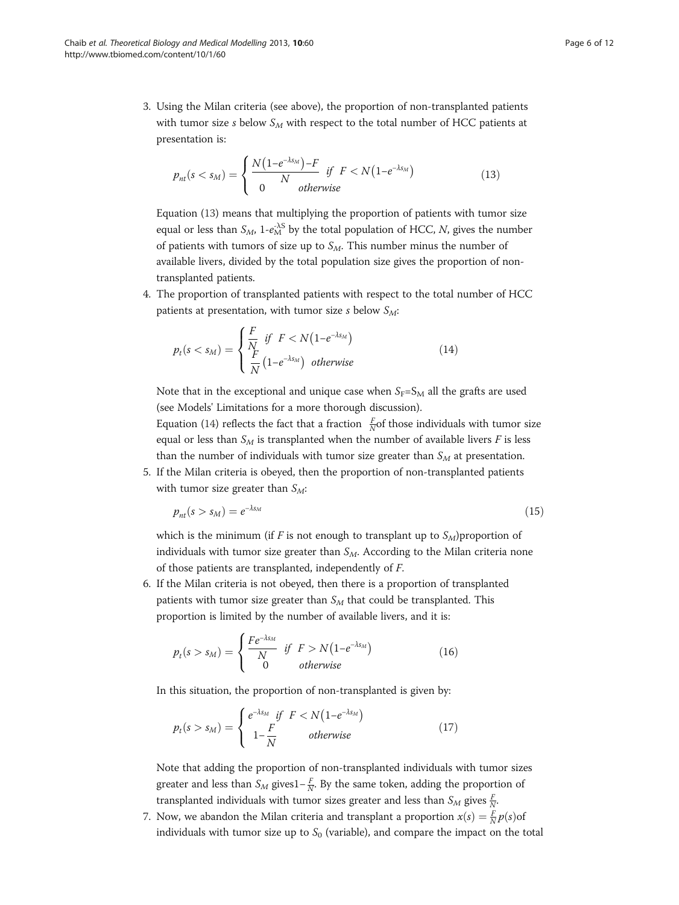3. Using the Milan criteria (see above), the proportion of non-transplanted patients with tumor size $s$ below $S_M$ with respect to the total number of HCC patients at presentation is:

$$p_{nt}(s < s_M) = \begin{cases} \dfrac{N\left(1-e^{-\lambda s_M}\right)-F}{N} & \text{if } F < N\left(1-e^{-\lambda s_M}\right) \\ 0 & \text{otherwise} \end{cases} \tag{13}$$

Equation (13) means that multiplying the proportion of patients with tumor size equal or less than $S_M$, $1\text{-}e_M^{\lambda S}$ by the total population of HCC, $N$, gives the number of patients with tumors of size up to $S_M$. This number minus the number of available livers, divided by the total population size gives the proportion of non-transplanted patients.

4. The proportion of transplanted patients with respect to the total number of HCC patients at presentation, with tumor size $s$ below $S_M$:

$$p_t(s < s_M) = \begin{cases} \dfrac{F}{N} & \text{if } F < N\left(1-e^{-\lambda s_M}\right) \\ \dfrac{F}{N}\left(1-e^{-\lambda s_M}\right) & \text{otherwise} \end{cases} \tag{14}$$

Note that in the exceptional and unique case when $S_F$=$S_M$ all the grafts are used (see Models' Limitations for a more thorough discussion).

Equation (14) reflects the fact that a fraction $\frac{F}{N}$of those individuals with tumor size equal or less than $S_M$ is transplanted when the number of available livers $F$ is less than the number of individuals with tumor size greater than $S_M$ at presentation.

5. If the Milan criteria is obeyed, then the proportion of non-transplanted patients with tumor size greater than $S_M$:

$$p_{nt}(s > s_M) = e^{-\lambda s_M} \tag{15}$$

which is the minimum (if $F$ is not enough to transplant up to $S_M$)proportion of individuals with tumor size greater than $S_M$. According to the Milan criteria none of those patients are transplanted, independently of $F$.

6. If the Milan criteria is not obeyed, then there is a proportion of transplanted patients with tumor size greater than $S_M$ that could be transplanted. This proportion is limited by the number of available livers, and it is:

$$p_t(s > s_M) = \begin{cases} \dfrac{Fe^{-\lambda s_M}}{N} & \text{if } F > N\left(1-e^{-\lambda s_M}\right) \\ 0 & \text{otherwise} \end{cases} \tag{16}$$

In this situation, the proportion of non-transplanted is given by:

$$p_t(s > s_M) = \begin{cases} e^{-\lambda s_M} & \text{if } F < N\left(1-e^{-\lambda s_M}\right) \\ 1-\dfrac{F}{N} & \text{otherwise} \end{cases} \tag{17}$$

Note that adding the proportion of non-transplanted individuals with tumor sizes greater and less than $S_M$ gives$1-\frac{F}{N}$. By the same token, adding the proportion of transplanted individuals with tumor sizes greater and less than $S_M$ gives $\frac{F}{N}$.

7. Now, we abandon the Milan criteria and transplant a proportion $x(s) = \frac{F}{N}p(s)$of individuals with tumor size up to $S_0$ (variable), and compare the impact on the total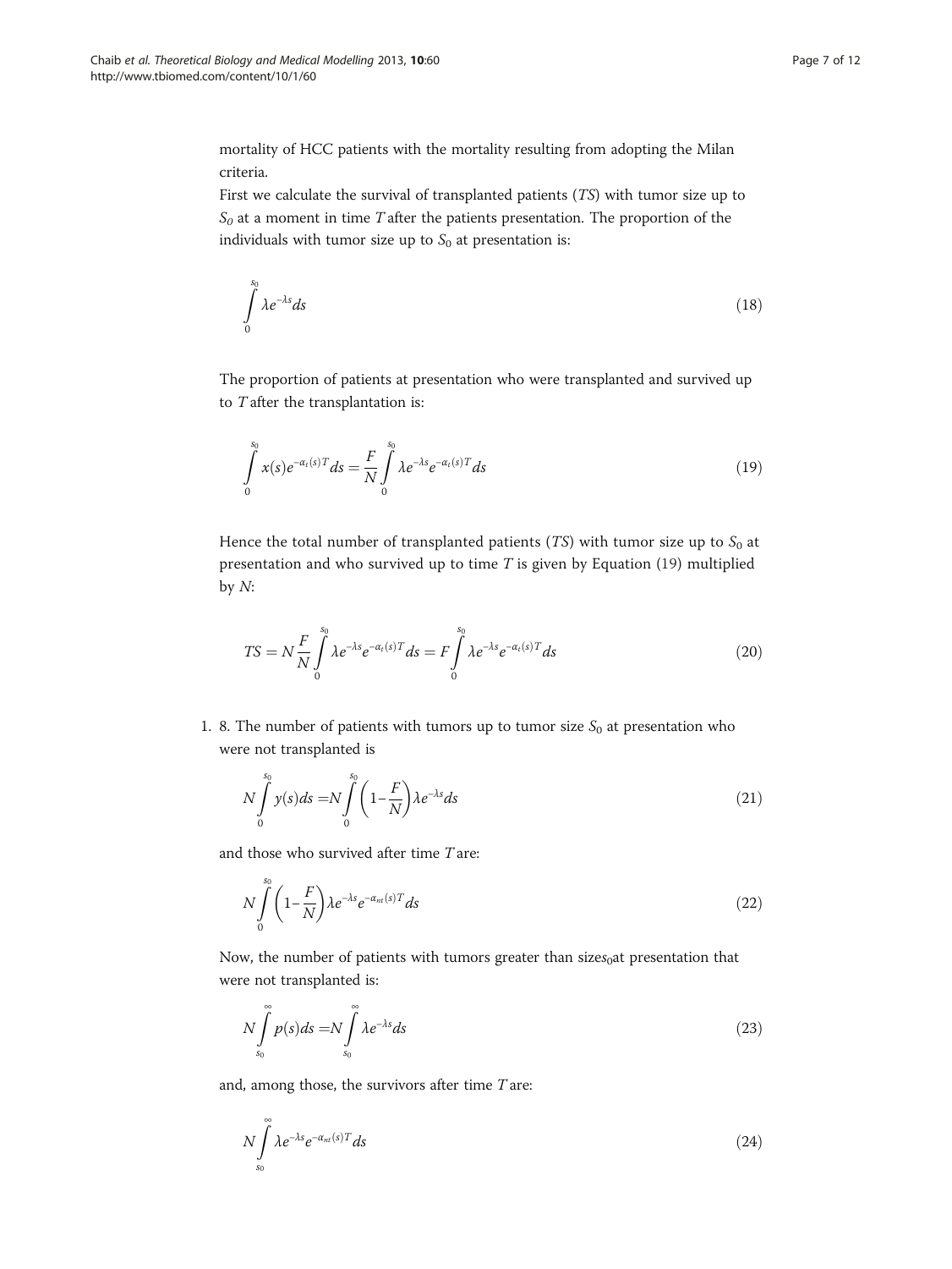mortality of HCC patients with the mortality resulting from adopting the Milan criteria.

First we calculate the survival of transplanted patients (*TS*) with tumor size up to $S_0$ at a moment in time $T$ after the patients presentation. The proportion of the individuals with tumor size up to $S_0$ at presentation is:

$$\int_0^{s_0} \lambda e^{-\lambda s} ds \tag{18}$$

The proportion of patients at presentation who were transplanted and survived up to $T$ after the transplantation is:

$$\int_0^{s_0} x(s) e^{-\alpha_t(s)T} ds = \frac{F}{N} \int_0^{s_0} \lambda e^{-\lambda s} e^{-\alpha_t(s)T} ds \tag{19}$$

Hence the total number of transplanted patients (*TS*) with tumor size up to $S_0$ at presentation and who survived up to time $T$ is given by Equation (19) multiplied by $N$:

$$TS = N \frac{F}{N} \int_0^{s_0} \lambda e^{-\lambda s} e^{-\alpha_t(s)T} ds = F \int_0^{s_0} \lambda e^{-\lambda s} e^{-\alpha_t(s)T} ds \tag{20}$$

1. 8. The number of patients with tumors up to tumor size $S_0$ at presentation who were not transplanted is

$$N \int_0^{s_0} y(s) ds = N \int_0^{s_0} \left(1 - \frac{F}{N}\right) \lambda e^{-\lambda s} ds \tag{21}$$

and those who survived after time $T$ are:

$$N \int_0^{s_0} \left(1 - \frac{F}{N}\right) \lambda e^{-\lambda s} e^{-\alpha_{nt}(s)T} ds \tag{22}$$

Now, the number of patients with tumors greater than size$s_0$at presentation that were not transplanted is:

$$N \int_{s_0}^{\infty} p(s) ds = N \int_{s_0}^{\infty} \lambda e^{-\lambda s} ds \tag{23}$$

and, among those, the survivors after time $T$ are:

$$N \int_{s_0}^{\infty} \lambda e^{-\lambda s} e^{-\alpha_{nt}(s)T} ds \tag{24}$$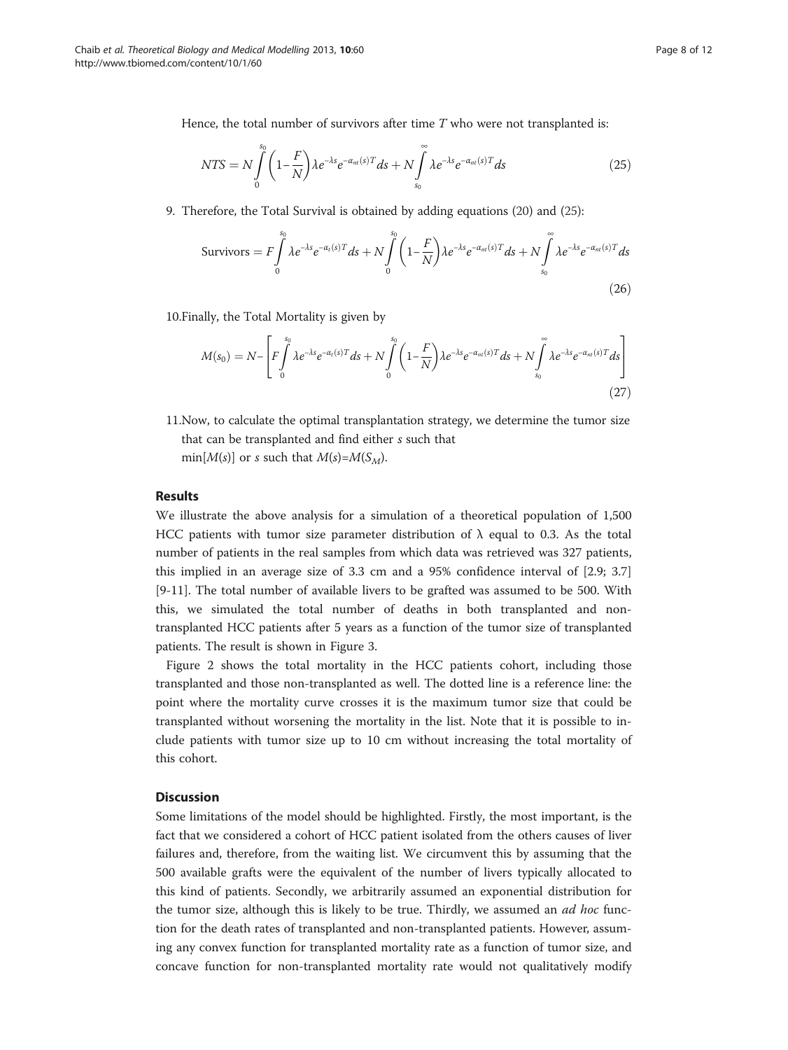Hence, the total number of survivors after time $T$ who were not transplanted is:

$$NTS = N\int_{0}^{s_0}\left(1-\frac{F}{N}\right)\lambda e^{-\lambda s}e^{-\alpha_{nt}(s)T}ds + N\int_{s_0}^{\infty}\lambda e^{-\lambda s}e^{-\alpha_{nt}(s)T}ds \tag{25}$$

9. Therefore, the Total Survival is obtained by adding equations (20) and (25):

$$\text{Survivors} = F\int_{0}^{s_0}\lambda e^{-\lambda s}e^{-\alpha_t(s)T}ds + N\int_{0}^{s_0}\left(1-\frac{F}{N}\right)\lambda e^{-\lambda s}e^{-\alpha_{nt}(s)T}ds + N\int_{s_0}^{\infty}\lambda e^{-\lambda s}e^{-\alpha_{nt}(s)T}ds \tag{26}$$

10. Finally, the Total Mortality is given by

$$M(s_0) = N - \left[F\int_{0}^{s_0}\lambda e^{-\lambda s}e^{-\alpha_t(s)T}ds + N\int_{0}^{s_0}\left(1-\frac{F}{N}\right)\lambda e^{-\lambda s}e^{-\alpha_{nt}(s)T}ds + N\int_{s_0}^{\infty}\lambda e^{-\lambda s}e^{-\alpha_{nt}(s)T}ds\right] \tag{27}$$

11. Now, to calculate the optimal transplantation strategy, we determine the tumor size that can be transplanted and find either $s$ such that $\min[M(s)]$ or $s$ such that $M(s)=M(S_M)$.

## Results

We illustrate the above analysis for a simulation of a theoretical population of 1,500 HCC patients with tumor size parameter distribution of $\lambda$ equal to 0.3. As the total number of patients in the real samples from which data was retrieved was 327 patients, this implied in an average size of 3.3 cm and a 95% confidence interval of [2.9; 3.7] [9-11]. The total number of available livers to be grafted was assumed to be 500. With this, we simulated the total number of deaths in both transplanted and non-transplanted HCC patients after 5 years as a function of the tumor size of transplanted patients. The result is shown in Figure 3.

Figure 2 shows the total mortality in the HCC patients cohort, including those transplanted and those non-transplanted as well. The dotted line is a reference line: the point where the mortality curve crosses it is the maximum tumor size that could be transplanted without worsening the mortality in the list. Note that it is possible to include patients with tumor size up to 10 cm without increasing the total mortality of this cohort.

## Discussion

Some limitations of the model should be highlighted. Firstly, the most important, is the fact that we considered a cohort of HCC patient isolated from the others causes of liver failures and, therefore, from the waiting list. We circumvent this by assuming that the 500 available grafts were the equivalent of the number of livers typically allocated to this kind of patients. Secondly, we arbitrarily assumed an exponential distribution for the tumor size, although this is likely to be true. Thirdly, we assumed an *ad hoc* function for the death rates of transplanted and non-transplanted patients. However, assuming any convex function for transplanted mortality rate as a function of tumor size, and concave function for non-transplanted mortality rate would not qualitatively modify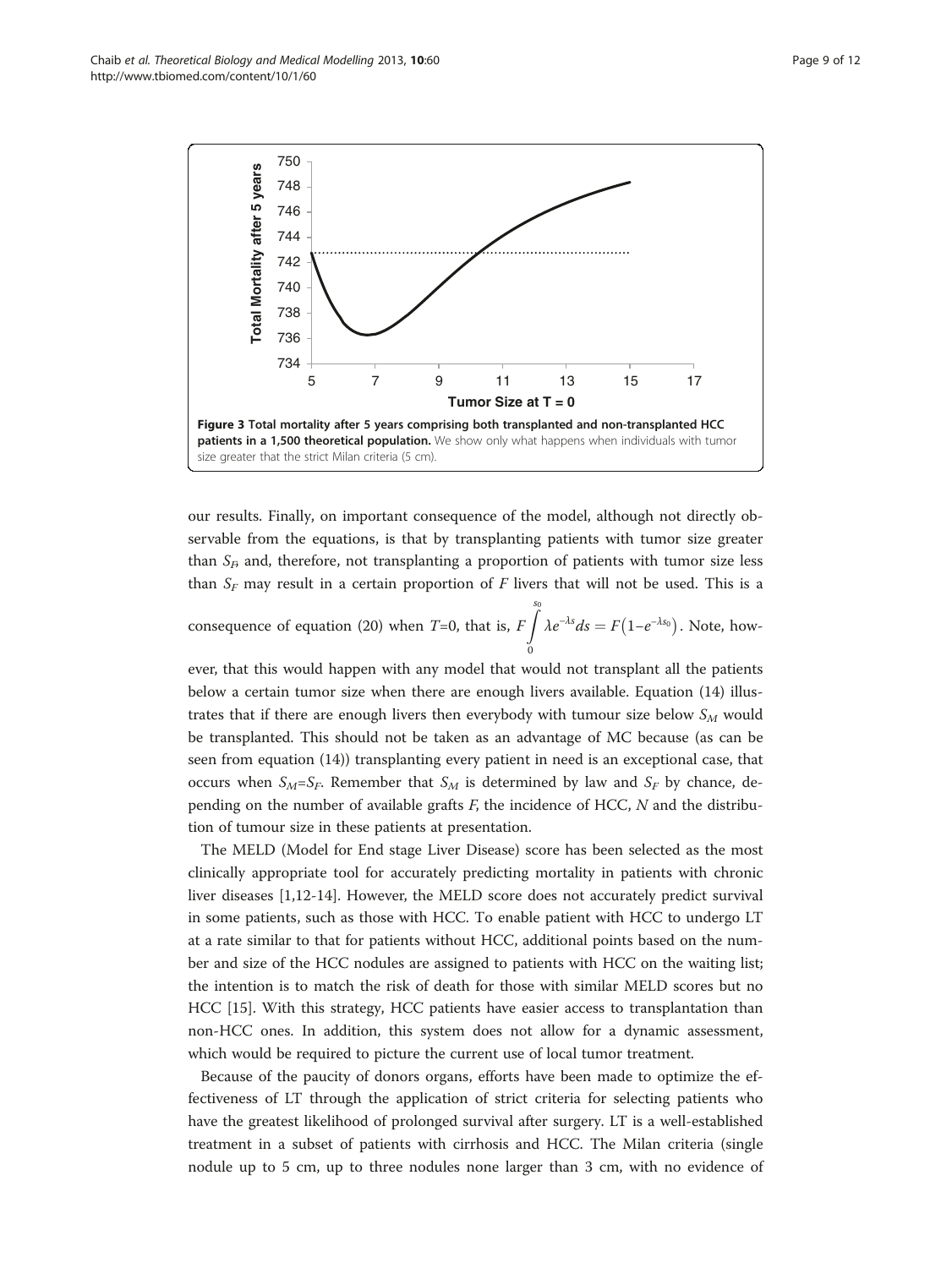Figure 3 Total mortality after 5 years comprising both transplanted and non-transplanted HCC patients in a 1,500 theoretical population. We show only what happens when individuals with tumor size greater that the strict Milan criteria (5 cm).

our results. Finally, on important consequence of the model, although not directly observable from the equations, is that by transplanting patients with tumor size greater than $S_F$, and, therefore, not transplanting a proportion of patients with tumor size less than $S_F$ may result in a certain proportion of $F$ livers that will not be used. This is a consequence of equation (20) when $T$=0, that is, $F\int_0^{s_0} \lambda e^{-\lambda s} ds = F\left(1 - e^{-\lambda s_0}\right)$. Note, however, that this would happen with any model that would not transplant all the patients below a certain tumor size when there are enough livers available. Equation (14) illustrates that if there are enough livers then everybody with tumour size below $S_M$ would be transplanted. This should not be taken as an advantage of MC because (as can be seen from equation (14)) transplanting every patient in need is an exceptional case, that occurs when $S_M$=$S_F$. Remember that $S_M$ is determined by law and $S_F$ by chance, depending on the number of available grafts $F$, the incidence of HCC, $N$ and the distribution of tumour size in these patients at presentation.

The MELD (Model for End stage Liver Disease) score has been selected as the most clinically appropriate tool for accurately predicting mortality in patients with chronic liver diseases [1,12-14]. However, the MELD score does not accurately predict survival in some patients, such as those with HCC. To enable patient with HCC to undergo LT at a rate similar to that for patients without HCC, additional points based on the number and size of the HCC nodules are assigned to patients with HCC on the waiting list; the intention is to match the risk of death for those with similar MELD scores but no HCC [15]. With this strategy, HCC patients have easier access to transplantation than non-HCC ones. In addition, this system does not allow for a dynamic assessment, which would be required to picture the current use of local tumor treatment.

Because of the paucity of donors organs, efforts have been made to optimize the effectiveness of LT through the application of strict criteria for selecting patients who have the greatest likelihood of prolonged survival after surgery. LT is a well-established treatment in a subset of patients with cirrhosis and HCC. The Milan criteria (single nodule up to 5 cm, up to three nodules none larger than 3 cm, with no evidence of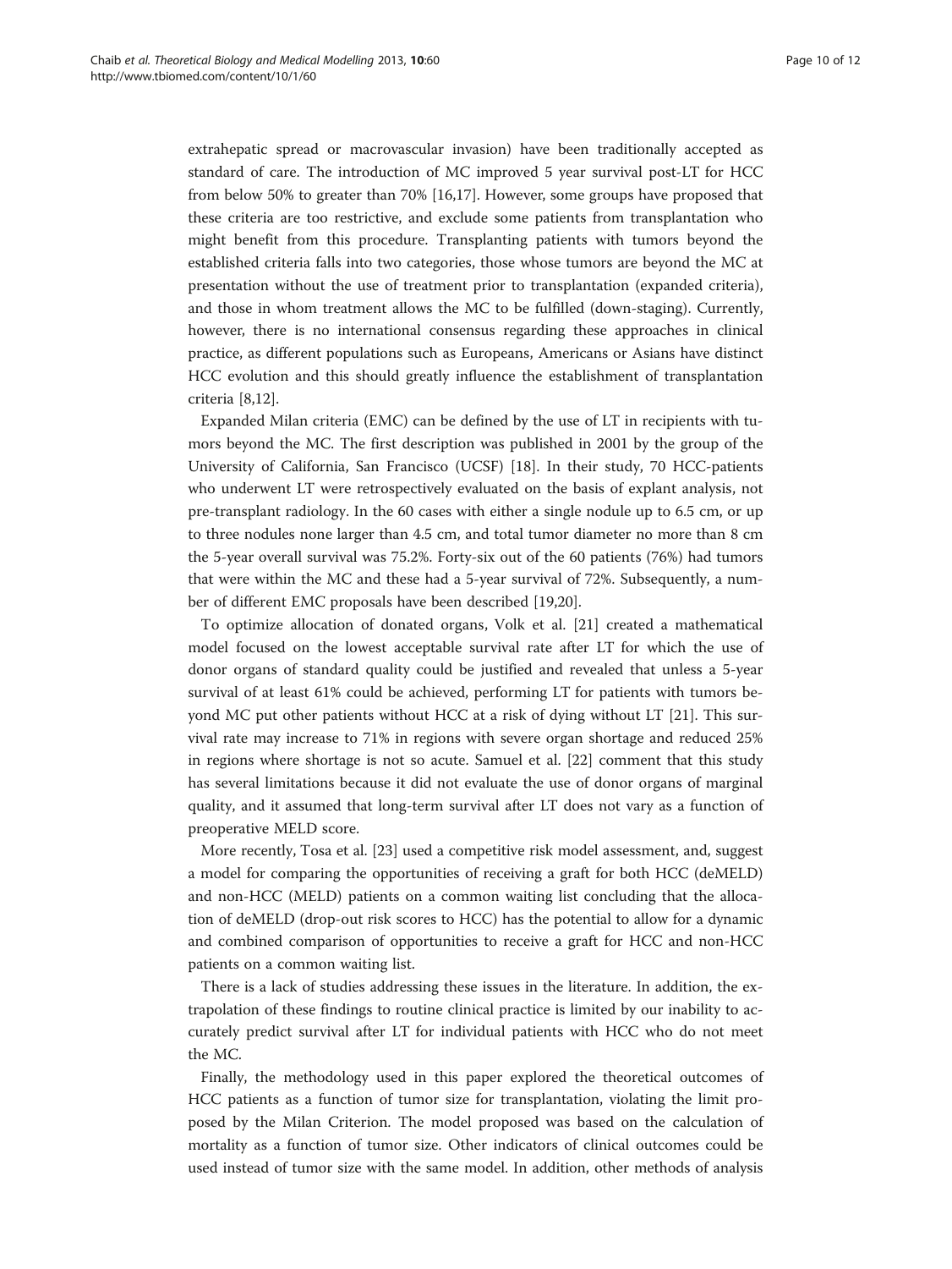extrahepatic spread or macrovascular invasion) have been traditionally accepted as standard of care. The introduction of MC improved 5 year survival post-LT for HCC from below 50% to greater than 70% [16,17]. However, some groups have proposed that these criteria are too restrictive, and exclude some patients from transplantation who might benefit from this procedure. Transplanting patients with tumors beyond the established criteria falls into two categories, those whose tumors are beyond the MC at presentation without the use of treatment prior to transplantation (expanded criteria), and those in whom treatment allows the MC to be fulfilled (down-staging). Currently, however, there is no international consensus regarding these approaches in clinical practice, as different populations such as Europeans, Americans or Asians have distinct HCC evolution and this should greatly influence the establishment of transplantation criteria [8,12].

Expanded Milan criteria (EMC) can be defined by the use of LT in recipients with tumors beyond the MC. The first description was published in 2001 by the group of the University of California, San Francisco (UCSF) [18]. In their study, 70 HCC-patients who underwent LT were retrospectively evaluated on the basis of explant analysis, not pre-transplant radiology. In the 60 cases with either a single nodule up to 6.5 cm, or up to three nodules none larger than 4.5 cm, and total tumor diameter no more than 8 cm the 5-year overall survival was 75.2%. Forty-six out of the 60 patients (76%) had tumors that were within the MC and these had a 5-year survival of 72%. Subsequently, a number of different EMC proposals have been described [19,20].

To optimize allocation of donated organs, Volk et al. [21] created a mathematical model focused on the lowest acceptable survival rate after LT for which the use of donor organs of standard quality could be justified and revealed that unless a 5-year survival of at least 61% could be achieved, performing LT for patients with tumors beyond MC put other patients without HCC at a risk of dying without LT [21]. This survival rate may increase to 71% in regions with severe organ shortage and reduced 25% in regions where shortage is not so acute. Samuel et al. [22] comment that this study has several limitations because it did not evaluate the use of donor organs of marginal quality, and it assumed that long-term survival after LT does not vary as a function of preoperative MELD score.

More recently, Tosa et al. [23] used a competitive risk model assessment, and, suggest a model for comparing the opportunities of receiving a graft for both HCC (deMELD) and non-HCC (MELD) patients on a common waiting list concluding that the allocation of deMELD (drop-out risk scores to HCC) has the potential to allow for a dynamic and combined comparison of opportunities to receive a graft for HCC and non-HCC patients on a common waiting list.

There is a lack of studies addressing these issues in the literature. In addition, the extrapolation of these findings to routine clinical practice is limited by our inability to accurately predict survival after LT for individual patients with HCC who do not meet the MC.

Finally, the methodology used in this paper explored the theoretical outcomes of HCC patients as a function of tumor size for transplantation, violating the limit proposed by the Milan Criterion. The model proposed was based on the calculation of mortality as a function of tumor size. Other indicators of clinical outcomes could be used instead of tumor size with the same model. In addition, other methods of analysis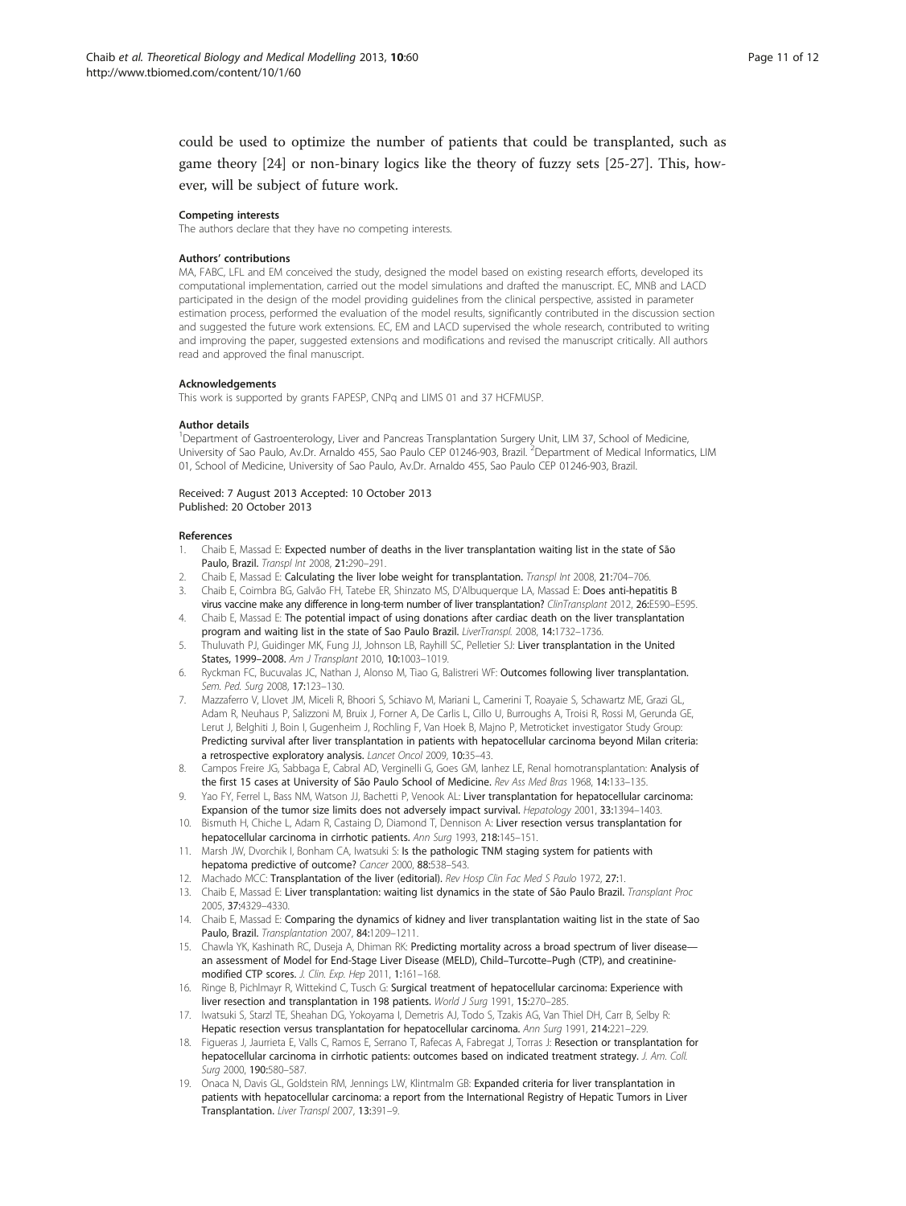could be used to optimize the number of patients that could be transplanted, such as game theory [24] or non-binary logics like the theory of fuzzy sets [25-27]. This, however, will be subject of future work.

#### Competing interests

The authors declare that they have no competing interests.

#### Authors' contributions

MA, FABC, LFL and EM conceived the study, designed the model based on existing research efforts, developed its computational implementation, carried out the model simulations and drafted the manuscript. EC, MNB and LACD participated in the design of the model providing guidelines from the clinical perspective, assisted in parameter estimation process, performed the evaluation of the model results, significantly contributed in the discussion section and suggested the future work extensions. EC, EM and LACD supervised the whole research, contributed to writing and improving the paper, suggested extensions and modifications and revised the manuscript critically. All authors read and approved the final manuscript.

#### Acknowledgements

This work is supported by grants FAPESP, CNPq and LIMS 01 and 37 HCFMUSP.

#### Author details

[1]Department of Gastroenterology, Liver and Pancreas Transplantation Surgery Unit, LIM 37, School of Medicine, University of Sao Paulo, Av.Dr. Arnaldo 455, Sao Paulo CEP 01246-903, Brazil. [2]Department of Medical Informatics, LIM 01, School of Medicine, University of Sao Paulo, Av.Dr. Arnaldo 455, Sao Paulo CEP 01246-903, Brazil.

Received: 7 August 2013 Accepted: 10 October 2013
Published: 20 October 2013

#### References

1. Chaib E, Massad E: **Expected number of deaths in the liver transplantation waiting list in the state of São Paulo, Brazil.** *Transpl Int* 2008, **21:**290–291.
2. Chaib E, Massad E: **Calculating the liver lobe weight for transplantation.** *Transpl Int* 2008, **21:**704–706.
3. Chaib E, Coimbra BG, Galvão FH, Tatebe ER, Shinzato MS, D'Albuquerque LA, Massad E: **Does anti-hepatitis B virus vaccine make any difference in long-term number of liver transplantation?** *ClinTransplant* 2012, **26:**E590–E595.
4. Chaib E, Massad E: **The potential impact of using donations after cardiac death on the liver transplantation program and waiting list in the state of Sao Paulo Brazil.** *LiverTranspl.* 2008, **14:**1732–1736.
5. Thuluvath PJ, Guidinger MK, Fung JJ, Johnson LB, Rayhill SC, Pelletier SJ: **Liver transplantation in the United States, 1999–2008.** *Am J Transplant* 2010, **10:**1003–1019.
6. Ryckman FC, Bucuvalas JC, Nathan J, Alonso M, Tiao G, Balistreri WF: **Outcomes following liver transplantation.** *Sem. Ped. Surg* 2008, **17:**123–130.
7. Mazzaferro V, Llovet JM, Miceli R, Bhoori S, Schiavo M, Mariani L, Camerini T, Roayaie S, Schawartz ME, Grazi GL, Adam R, Neuhaus P, Salizzoni M, Bruix J, Forner A, De Carlis L, Cillo U, Burroughs A, Troisi R, Rossi M, Gerunda GE, Lerut J, Belghiti J, Boin I, Gugenheim J, Rochling F, Van Hoek B, Majno P, Metroticket investigator Study Group: **Predicting survival after liver transplantation in patients with hepatocellular carcinoma beyond Milan criteria: a retrospective exploratory analysis.** *Lancet Oncol* 2009, **10:**35–43.
8. Campos Freire JG, Sabbaga E, Cabral AD, Verginelli G, Goes GM, Ianhez LE, Renal homotransplantation: **Analysis of the first 15 cases at University of São Paulo School of Medicine.** *Rev Ass Med Bras* 1968, **14:**133–135.
9. Yao FY, Ferrel L, Bass NM, Watson JJ, Bachetti P, Venook AL: **Liver transplantation for hepatocellular carcinoma: Expansion of the tumor size limits does not adversely impact survival.** *Hepatology* 2001, **33:**1394–1403.
10. Bismuth H, Chiche L, Adam R, Castaing D, Diamond T, Dennison A: **Liver resection versus transplantation for hepatocellular carcinoma in cirrhotic patients.** *Ann Surg* 1993, **218:**145–151.
11. Marsh JW, Dvorchik I, Bonham CA, Iwatsuki S: **Is the pathologic TNM staging system for patients with hepatoma predictive of outcome?** *Cancer* 2000, **88:**538–543.
12. Machado MCC: **Transplantation of the liver (editorial).** *Rev Hosp Clin Fac Med S Paulo* 1972, **27:**1.
13. Chaib E, Massad E: **Liver transplantation: waiting list dynamics in the state of São Paulo Brazil.** *Transplant Proc* 2005, **37:**4329–4330.
14. Chaib E, Massad E: **Comparing the dynamics of kidney and liver transplantation waiting list in the state of Sao Paulo, Brazil.** *Transplantation* 2007, **84:**1209–1211.
15. Chawla YK, Kashinath RC, Duseja A, Dhiman RK: **Predicting mortality across a broad spectrum of liver disease—an assessment of Model for End-Stage Liver Disease (MELD), Child–Turcotte–Pugh (CTP), and creatinine-modified CTP scores.** *J. Clin. Exp. Hep* 2011, **1:**161–168.
16. Ringe B, Pichlmayr R, Wittekind C, Tusch G: **Surgical treatment of hepatocellular carcinoma: Experience with liver resection and transplantation in 198 patients.** *World J Surg* 1991, **15:**270–285.
17. Iwatsuki S, Starzl TE, Sheahan DG, Yokoyama I, Demetris AJ, Todo S, Tzakis AG, Van Thiel DH, Carr B, Selby R: **Hepatic resection versus transplantation for hepatocellular carcinoma.** *Ann Surg* 1991, **214:**221–229.
18. Figueras J, Jaurrieta E, Valls C, Ramos E, Serrano T, Rafecas A, Fabregat J, Torras J: **Resection or transplantation for hepatocellular carcinoma in cirrhotic patients: outcomes based on indicated treatment strategy.** *J. Am. Coll. Surg* 2000, **190:**580–587.
19. Onaca N, Davis GL, Goldstein RM, Jennings LW, Klintmalm GB: **Expanded criteria for liver transplantation in patients with hepatocellular carcinoma: a report from the International Registry of Hepatic Tumors in Liver Transplantation.** *Liver Transpl* 2007, **13:**391–9.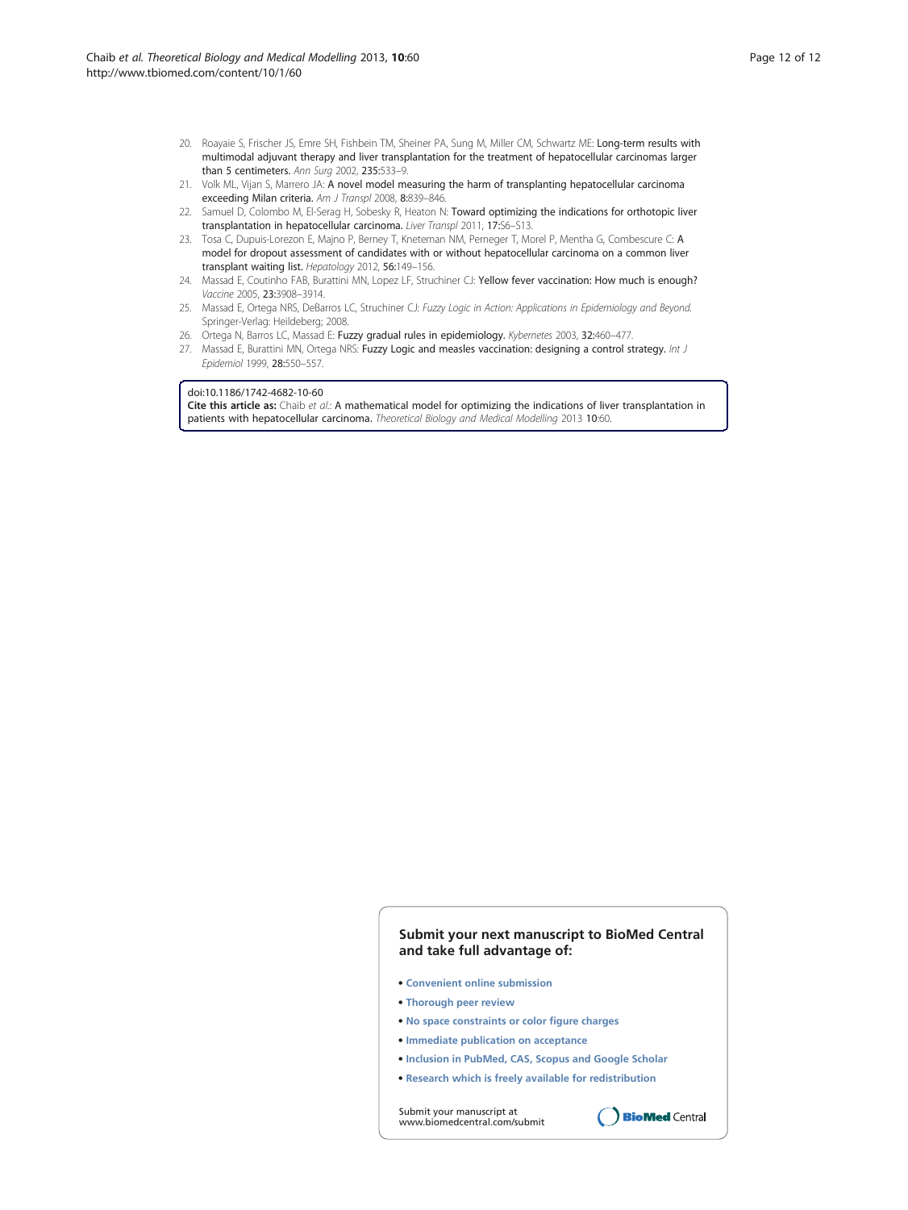20. Roayaie S, Frischer JS, Emre SH, Fishbein TM, Sheiner PA, Sung M, Miller CM, Schwartz ME: **Long-term results with multimodal adjuvant therapy and liver transplantation for the treatment of hepatocellular carcinomas larger than 5 centimeters.** *Ann Surg* 2002, **235:**533–9.
21. Volk ML, Vijan S, Marrero JA: **A novel model measuring the harm of transplanting hepatocellular carcinoma exceeding Milan criteria.** *Am J Transpl* 2008, **8:**839–846.
22. Samuel D, Colombo M, El-Serag H, Sobesky R, Heaton N: **Toward optimizing the indications for orthotopic liver transplantation in hepatocellular carcinoma.** *Liver Transpl* 2011, **17:**S6–S13.
23. Tosa C, Dupuis-Lorezon E, Majno P, Berney T, Kneteman NM, Perneger T, Morel P, Mentha G, Combescure C: **A model for dropout assessment of candidates with or without hepatocellular carcinoma on a common liver transplant waiting list.** *Hepatology* 2012, **56:**149–156.
24. Massad E, Coutinho FAB, Burattini MN, Lopez LF, Struchiner CJ: **Yellow fever vaccination: How much is enough?** *Vaccine* 2005, **23:**3908–3914.
25. Massad E, Ortega NRS, DeBarros LC, Struchiner CJ: *Fuzzy Logic in Action: Applications in Epidemiology and Beyond.* Springer-Verlag: Heildeberg; 2008.
26. Ortega N, Barros LC, Massad E: **Fuzzy gradual rules in epidemiology.** *Kybernetes* 2003, **32:**460–477.
27. Massad E, Burattini MN, Ortega NRS: **Fuzzy Logic and measles vaccination: designing a control strategy.** *Int J Epidemiol* 1999, **28:**550–557.

doi:10.1186/1742-4682-10-60
**Cite this article as:** Chaib *et al.*: A mathematical model for optimizing the indications of liver transplantation in patients with hepatocellular carcinoma. *Theoretical Biology and Medical Modelling* 2013 **10**:60.

**Submit your next manuscript to BioMed Central and take full advantage of:**

- **Convenient online submission**
- **Thorough peer review**
- **No space constraints or color figure charges**
- **Immediate publication on acceptance**
- **Inclusion in PubMed, CAS, Scopus and Google Scholar**
- **Research which is freely available for redistribution**

Submit your manuscript at
www.biomedcentral.com/submit

BioMed Central